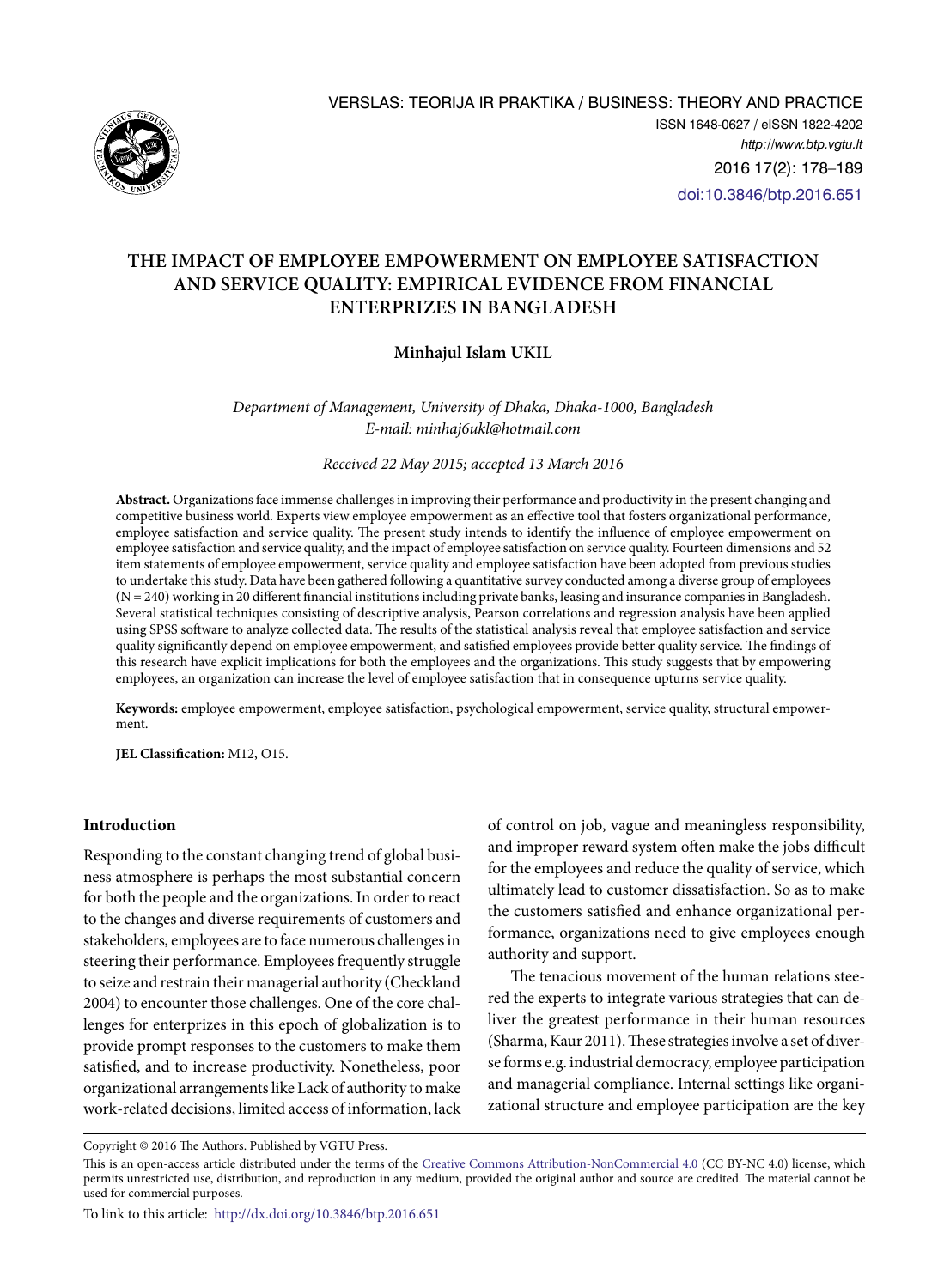# THE IMPACT OF EMPLOYEE EMPOWERMENT ON EMPLOYEE SATISFACTION AND SERVICE QUALITY: EMPIRICAL EVIDENCE FROM FINANCIAL ENTERPRIZES IN BANGLADESH

**Minhajul Islam UKIL**

*Department of Management, University of Dhaka, Dhaka-1000, Bangladesh*
*E-mail: minhaj6ukl@hotmail.com*

*Received 22 May 2015; accepted 13 March 2016*

**Abstract.** Organizations face immense challenges in improving their performance and productivity in the present changing and competitive business world. Experts view employee empowerment as an effective tool that fosters organizational performance, employee satisfaction and service quality. The present study intends to identify the influence of employee empowerment on employee satisfaction and service quality, and the impact of employee satisfaction on service quality. Fourteen dimensions and 52 item statements of employee empowerment, service quality and employee satisfaction have been adopted from previous studies to undertake this study. Data have been gathered following a quantitative survey conducted among a diverse group of employees (N = 240) working in 20 different financial institutions including private banks, leasing and insurance companies in Bangladesh. Several statistical techniques consisting of descriptive analysis, Pearson correlations and regression analysis have been applied using SPSS software to analyze collected data. The results of the statistical analysis reveal that employee satisfaction and service quality significantly depend on employee empowerment, and satisfied employees provide better quality service. The findings of this research have explicit implications for both the employees and the organizations. This study suggests that by empowering employees, an organization can increase the level of employee satisfaction that in consequence upturns service quality.

**Keywords:** employee empowerment, employee satisfaction, psychological empowerment, service quality, structural empowerment.

**JEL Classification:** M12, O15.

## Introduction

Responding to the constant changing trend of global business atmosphere is perhaps the most substantial concern for both the people and the organizations. In order to react to the changes and diverse requirements of customers and stakeholders, employees are to face numerous challenges in steering their performance. Employees frequently struggle to seize and restrain their managerial authority (Checkland 2004) to encounter those challenges. One of the core challenges for enterprizes in this epoch of globalization is to provide prompt responses to the customers to make them satisfied, and to increase productivity. Nonetheless, poor organizational arrangements like Lack of authority to make work-related decisions, limited access of information, lack of control on job, vague and meaningless responsibility, and improper reward system often make the jobs difficult for the employees and reduce the quality of service, which ultimately lead to customer dissatisfaction. So as to make the customers satisfied and enhance organizational performance, organizations need to give employees enough authority and support.

The tenacious movement of the human relations steered the experts to integrate various strategies that can deliver the greatest performance in their human resources (Sharma, Kaur 2011). These strategies involve a set of diverse forms e.g. industrial democracy, employee participation and managerial compliance. Internal settings like organizational structure and employee participation are the key

Copyright © 2016 The Authors. Published by VGTU Press.

This is an open-access article distributed under the terms of the Creative Commons Attribution-NonCommercial 4.0 (CC BY-NC 4.0) license, which permits unrestricted use, distribution, and reproduction in any medium, provided the original author and source are credited. The material cannot be used for commercial purposes.

To link to this article: http://dx.doi.org/10.3846/btp.2016.651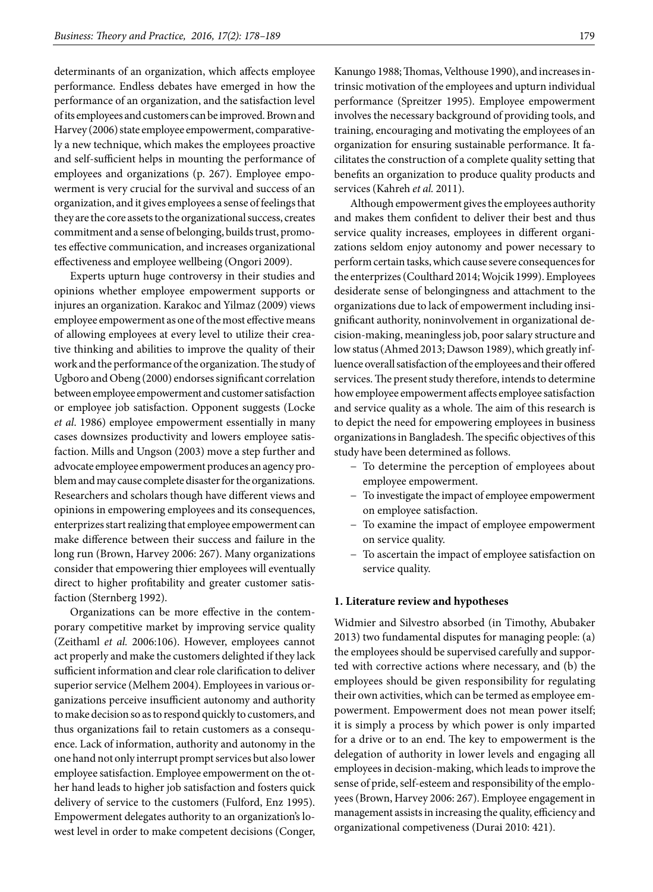determinants of an organization, which affects employee performance. Endless debates have emerged in how the performance of an organization, and the satisfaction level of its employees and customers can be improved. Brown and Harvey (2006) state employee empowerment, comparatively a new technique, which makes the employees proactive and self-sufficient helps in mounting the performance of employees and organizations (p. 267). Employee empowerment is very crucial for the survival and success of an organization, and it gives employees a sense of feelings that they are the core assets to the organizational success, creates commitment and a sense of belonging, builds trust, promotes effective communication, and increases organizational effectiveness and employee wellbeing (Ongori 2009).

Experts upturn huge controversy in their studies and opinions whether employee empowerment supports or injures an organization. Karakoc and Yilmaz (2009) views employee empowerment as one of the most effective means of allowing employees at every level to utilize their creative thinking and abilities to improve the quality of their work and the performance of the organization. The study of Ugboro and Obeng (2000) endorses significant correlation between employee empowerment and customer satisfaction or employee job satisfaction. Opponent suggests (Locke *et al*. 1986) employee empowerment essentially in many cases downsizes productivity and lowers employee satisfaction. Mills and Ungson (2003) move a step further and advocate employee empowerment produces an agency problem and may cause complete disaster for the organizations. Researchers and scholars though have different views and opinions in empowering employees and its consequences, enterprizes start realizing that employee empowerment can make difference between their success and failure in the long run (Brown, Harvey 2006: 267). Many organizations consider that empowering thier employees will eventually direct to higher profitability and greater customer satisfaction (Sternberg 1992).

Organizations can be more effective in the contemporary competitive market by improving service quality (Zeithaml *et al.* 2006:106). However, employees cannot act properly and make the customers delighted if they lack sufficient information and clear role clarification to deliver superior service (Melhem 2004). Employees in various organizations perceive insufficient autonomy and authority to make decision so as to respond quickly to customers, and thus organizations fail to retain customers as a consequence. Lack of information, authority and autonomy in the one hand not only interrupt prompt services but also lower employee satisfaction. Employee empowerment on the other hand leads to higher job satisfaction and fosters quick delivery of service to the customers (Fulford, Enz 1995). Empowerment delegates authority to an organization's lowest level in order to make competent decisions (Conger, Kanungo 1988; Thomas, Velthouse 1990), and increases intrinsic motivation of the employees and upturn individual performance (Spreitzer 1995). Employee empowerment involves the necessary background of providing tools, and training, encouraging and motivating the employees of an organization for ensuring sustainable performance. It facilitates the construction of a complete quality setting that benefits an organization to produce quality products and services (Kahreh *et al.* 2011).

Although empowerment gives the employees authority and makes them confident to deliver their best and thus service quality increases, employees in different organizations seldom enjoy autonomy and power necessary to perform certain tasks, which cause severe consequences for the enterprizes (Coulthard 2014; Wojcik 1999). Employees desiderate sense of belongingness and attachment to the organizations due to lack of empowerment including insignificant authority, noninvolvement in organizational decision-making, meaningless job, poor salary structure and low status (Ahmed 2013; Dawson 1989), which greatly influence overall satisfaction of the employees and their offered services. The present study therefore, intends to determine how employee empowerment affects employee satisfaction and service quality as a whole. The aim of this research is to depict the need for empowering employees in business organizations in Bangladesh. The specific objectives of this study have been determined as follows.

- To determine the perception of employees about employee empowerment.
- To investigate the impact of employee empowerment on employee satisfaction.
- To examine the impact of employee empowerment on service quality.
- To ascertain the impact of employee satisfaction on service quality.

## 1. Literature review and hypotheses

Widmier and Silvestro absorbed (in Timothy, Abubaker 2013) two fundamental disputes for managing people: (a) the employees should be supervised carefully and supported with corrective actions where necessary, and (b) the employees should be given responsibility for regulating their own activities, which can be termed as employee empowerment. Empowerment does not mean power itself; it is simply a process by which power is only imparted for a drive or to an end. The key to empowerment is the delegation of authority in lower levels and engaging all employees in decision-making, which leads to improve the sense of pride, self-esteem and responsibility of the employees (Brown, Harvey 2006: 267). Employee engagement in management assists in increasing the quality, efficiency and organizational competiveness (Durai 2010: 421).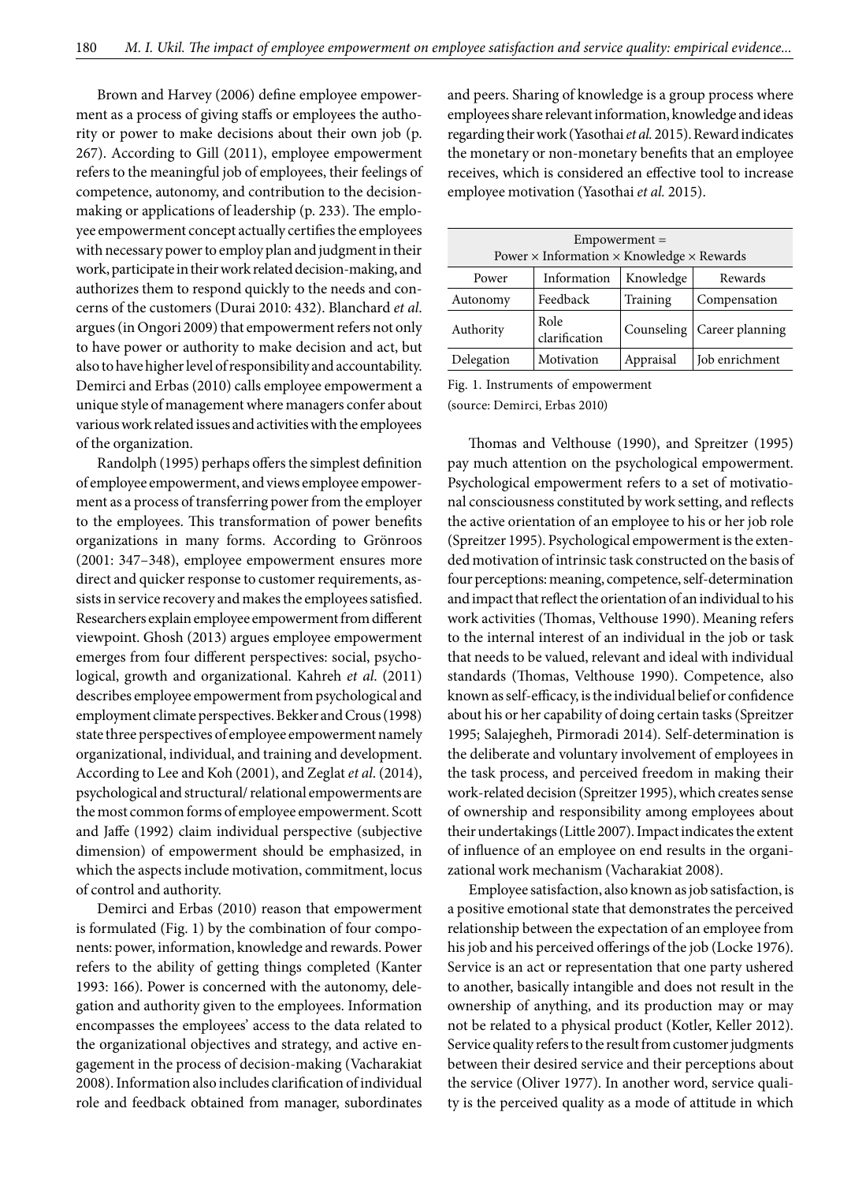Brown and Harvey (2006) define employee empowerment as a process of giving staffs or employees the authority or power to make decisions about their own job (p. 267). According to Gill (2011), employee empowerment refers to the meaningful job of employees, their feelings of competence, autonomy, and contribution to the decision-making or applications of leadership (p. 233). The employee empowerment concept actually certifies the employees with necessary power to employ plan and judgment in their work, participate in their work related decision-making, and authorizes them to respond quickly to the needs and concerns of the customers (Durai 2010: 432). Blanchard *et al*. argues (in Ongori 2009) that empowerment refers not only to have power or authority to make decision and act, but also to have higher level of responsibility and accountability. Demirci and Erbas (2010) calls employee empowerment a unique style of management where managers confer about various work related issues and activities with the employees of the organization.

Randolph (1995) perhaps offers the simplest definition of employee empowerment, and views employee empowerment as a process of transferring power from the employer to the employees. This transformation of power benefits organizations in many forms. According to Grönroos (2001: 347–348), employee empowerment ensures more direct and quicker response to customer requirements, assists in service recovery and makes the employees satisfied. Researchers explain employee empowerment from different viewpoint. Ghosh (2013) argues employee empowerment emerges from four different perspectives: social, psychological, growth and organizational. Kahreh *et al*. (2011) describes employee empowerment from psychological and employment climate perspectives. Bekker and Crous (1998) state three perspectives of employee empowerment namely organizational, individual, and training and development. According to Lee and Koh (2001), and Zeglat *et al*. (2014), psychological and structural/ relational empowerments are the most common forms of employee empowerment. Scott and Jaffe (1992) claim individual perspective (subjective dimension) of empowerment should be emphasized, in which the aspects include motivation, commitment, locus of control and authority.

Demirci and Erbas (2010) reason that empowerment is formulated (Fig. 1) by the combination of four components: power, information, knowledge and rewards. Power refers to the ability of getting things completed (Kanter 1993: 166). Power is concerned with the autonomy, delegation and authority given to the employees. Information encompasses the employees' access to the data related to the organizational objectives and strategy, and active engagement in the process of decision-making (Vacharakiat 2008). Information also includes clarification of individual role and feedback obtained from manager, subordinates and peers. Sharing of knowledge is a group process where employees share relevant information, knowledge and ideas regarding their work (Yasothai *et al.* 2015). Reward indicates the monetary or non-monetary benefits that an employee receives, which is considered an effective tool to increase employee motivation (Yasothai *et al.* 2015).

| Empowerment = Power × Information × Knowledge × Rewards | | | |
|---|---|---|---|
| Power | Information | Knowledge | Rewards |
| Autonomy | Feedback | Training | Compensation |
| Authority | Role clarification | Counseling | Career planning |
| Delegation | Motivation | Appraisal | Job enrichment |

Fig. 1. Instruments of empowerment
(source: Demirci, Erbas 2010)

Thomas and Velthouse (1990), and Spreitzer (1995) pay much attention on the psychological empowerment. Psychological empowerment refers to a set of motivational consciousness constituted by work setting, and reflects the active orientation of an employee to his or her job role (Spreitzer 1995). Psychological empowerment is the extended motivation of intrinsic task constructed on the basis of four perceptions: meaning, competence, self-determination and impact that reflect the orientation of an individual to his work activities (Thomas, Velthouse 1990). Meaning refers to the internal interest of an individual in the job or task that needs to be valued, relevant and ideal with individual standards (Thomas, Velthouse 1990). Competence, also known as self-efficacy, is the individual belief or confidence about his or her capability of doing certain tasks (Spreitzer 1995; Salajegheh, Pirmoradi 2014). Self-determination is the deliberate and voluntary involvement of employees in the task process, and perceived freedom in making their work-related decision (Spreitzer 1995), which creates sense of ownership and responsibility among employees about their undertakings (Little 2007). Impact indicates the extent of influence of an employee on end results in the organizational work mechanism (Vacharakiat 2008).

Employee satisfaction, also known as job satisfaction, is a positive emotional state that demonstrates the perceived relationship between the expectation of an employee from his job and his perceived offerings of the job (Locke 1976). Service is an act or representation that one party ushered to another, basically intangible and does not result in the ownership of anything, and its production may or may not be related to a physical product (Kotler, Keller 2012). Service quality refers to the result from customer judgments between their desired service and their perceptions about the service (Oliver 1977). In another word, service quality is the perceived quality as a mode of attitude in which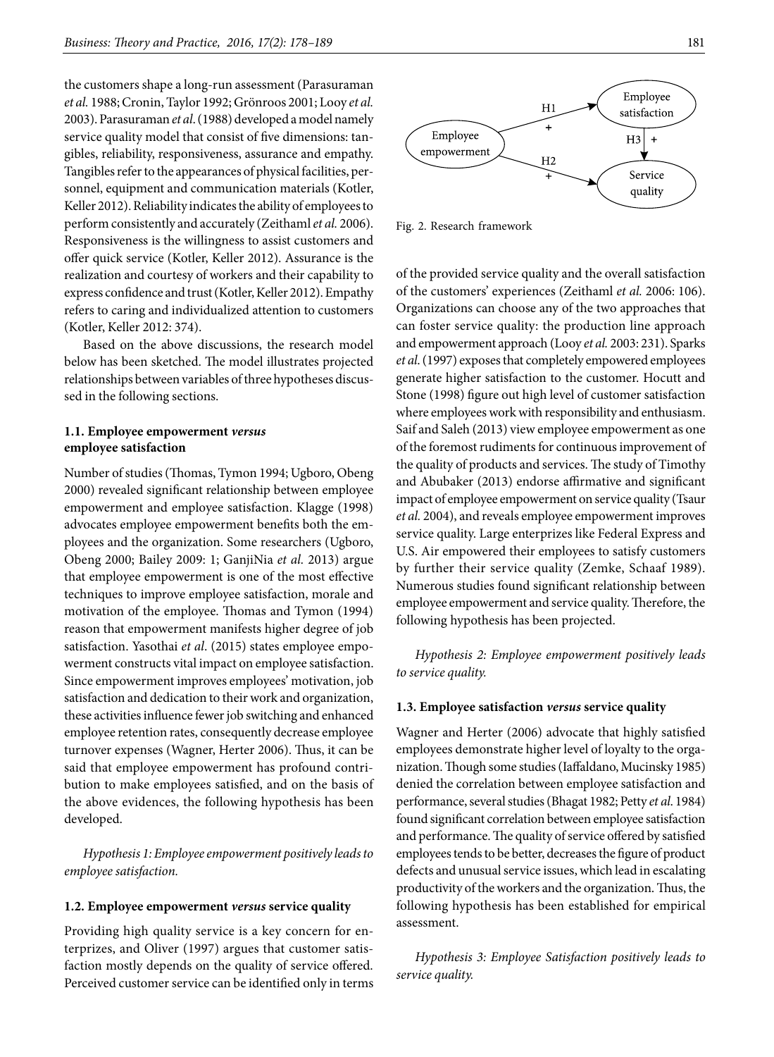the customers shape a long-run assessment (Parasuraman *et al.* 1988; Cronin, Taylor 1992; Grönroos 2001; Looy *et al.* 2003). Parasuraman *et al*. (1988) developed a model namely service quality model that consist of five dimensions: tangibles, reliability, responsiveness, assurance and empathy. Tangibles refer to the appearances of physical facilities, personnel, equipment and communication materials (Kotler, Keller 2012). Reliability indicates the ability of employees to perform consistently and accurately (Zeithaml *et al.* 2006). Responsiveness is the willingness to assist customers and offer quick service (Kotler, Keller 2012). Assurance is the realization and courtesy of workers and their capability to express confidence and trust (Kotler, Keller 2012). Empathy refers to caring and individualized attention to customers (Kotler, Keller 2012: 374).

Based on the above discussions, the research model below has been sketched. The model illustrates projected relationships between variables of three hypotheses discussed in the following sections.

Fig. 2. Research framework

### 1.1. Employee empowerment *versus* employee satisfaction

Number of studies (Thomas, Tymon 1994; Ugboro, Obeng 2000) revealed significant relationship between employee empowerment and employee satisfaction. Klagge (1998) advocates employee empowerment benefits both the employees and the organization. Some researchers (Ugboro, Obeng 2000; Bailey 2009: 1; GanjiNia *et al.* 2013) argue that employee empowerment is one of the most effective techniques to improve employee satisfaction, morale and motivation of the employee. Thomas and Tymon (1994) reason that empowerment manifests higher degree of job satisfaction. Yasothai *et al*. (2015) states employee empowerment constructs vital impact on employee satisfaction. Since empowerment improves employees' motivation, job satisfaction and dedication to their work and organization, these activities influence fewer job switching and enhanced employee retention rates, consequently decrease employee turnover expenses (Wagner, Herter 2006). Thus, it can be said that employee empowerment has profound contribution to make employees satisfied, and on the basis of the above evidences, the following hypothesis has been developed.

*Hypothesis 1: Employee empowerment positively leads to employee satisfaction.*

### 1.2. Employee empowerment *versus* service quality

Providing high quality service is a key concern for enterprizes, and Oliver (1997) argues that customer satisfaction mostly depends on the quality of service offered. Perceived customer service can be identified only in terms of the provided service quality and the overall satisfaction of the customers' experiences (Zeithaml *et al.* 2006: 106). Organizations can choose any of the two approaches that can foster service quality: the production line approach and empowerment approach (Looy *et al.* 2003: 231). Sparks *et al.* (1997) exposes that completely empowered employees generate higher satisfaction to the customer. Hocutt and Stone (1998) figure out high level of customer satisfaction where employees work with responsibility and enthusiasm. Saif and Saleh (2013) view employee empowerment as one of the foremost rudiments for continuous improvement of the quality of products and services. The study of Timothy and Abubaker (2013) endorse affirmative and significant impact of employee empowerment on service quality (Tsaur *et al.* 2004), and reveals employee empowerment improves service quality. Large enterprizes like Federal Express and U.S. Air empowered their employees to satisfy customers by further their service quality (Zemke, Schaaf 1989). Numerous studies found significant relationship between employee empowerment and service quality. Therefore, the following hypothesis has been projected.

*Hypothesis 2: Employee empowerment positively leads to service quality.*

### 1.3. Employee satisfaction *versus* service quality

Wagner and Herter (2006) advocate that highly satisfied employees demonstrate higher level of loyalty to the organization. Though some studies (Iaffaldano, Mucinsky 1985) denied the correlation between employee satisfaction and performance, several studies (Bhagat 1982; Petty *et al.* 1984) found significant correlation between employee satisfaction and performance. The quality of service offered by satisfied employees tends to be better, decreases the figure of product defects and unusual service issues, which lead in escalating productivity of the workers and the organization. Thus, the following hypothesis has been established for empirical assessment.

*Hypothesis 3: Employee Satisfaction positively leads to service quality.*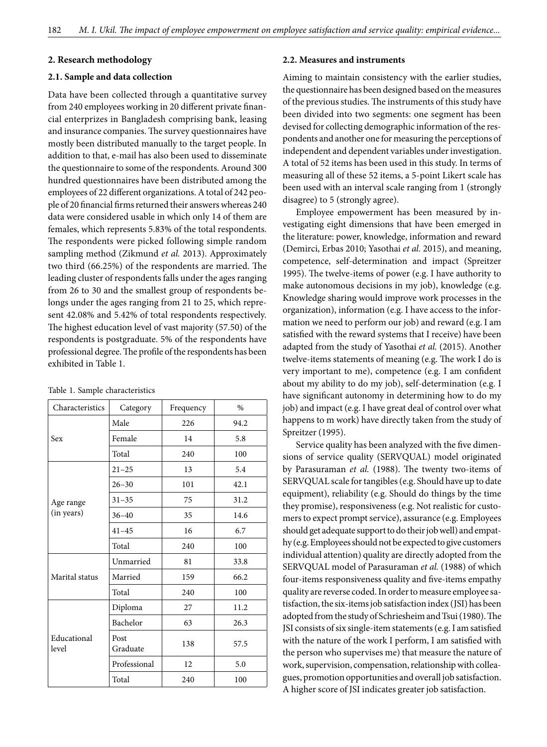## 2. Research methodology

### 2.1. Sample and data collection

Data have been collected through a quantitative survey from 240 employees working in 20 different private financial enterprizes in Bangladesh comprising bank, leasing and insurance companies. The survey questionnaires have mostly been distributed manually to the target people. In addition to that, e-mail has also been used to disseminate the questionnaire to some of the respondents. Around 300 hundred questionnaires have been distributed among the employees of 22 different organizations. A total of 242 people of 20 financial firms returned their answers whereas 240 data were considered usable in which only 14 of them are females, which represents 5.83% of the total respondents. The respondents were picked following simple random sampling method (Zikmund *et al.* 2013). Approximately two third (66.25%) of the respondents are married. The leading cluster of respondents falls under the ages ranging from 26 to 30 and the smallest group of respondents belongs under the ages ranging from 21 to 25, which represent 42.08% and 5.42% of total respondents respectively. The highest education level of vast majority (57.50) of the respondents is postgraduate. 5% of the respondents have professional degree. The profile of the respondents has been exhibited in Table 1.

Table 1. Sample characteristics

| Characteristics | Category | Frequency | % |
|---|---|---|---|
| Sex | Male | 226 | 94.2 |
| | Female | 14 | 5.8 |
| | Total | 240 | 100 |
| Age range (in years) | 21–25 | 13 | 5.4 |
| | 26–30 | 101 | 42.1 |
| | 31–35 | 75 | 31.2 |
| | 36–40 | 35 | 14.6 |
| | 41–45 | 16 | 6.7 |
| | Total | 240 | 100 |
| Marital status | Unmarried | 81 | 33.8 |
| | Married | 159 | 66.2 |
| | Total | 240 | 100 |
| Educational level | Diploma | 27 | 11.2 |
| | Bachelor | 63 | 26.3 |
| | Post Graduate | 138 | 57.5 |
| | Professional | 12 | 5.0 |
| | Total | 240 | 100 |

### 2.2. Measures and instruments

Aiming to maintain consistency with the earlier studies, the questionnaire has been designed based on the measures of the previous studies. The instruments of this study have been divided into two segments: one segment has been devised for collecting demographic information of the respondents and another one for measuring the perceptions of independent and dependent variables under investigation. A total of 52 items has been used in this study. In terms of measuring all of these 52 items, a 5-point Likert scale has been used with an interval scale ranging from 1 (strongly disagree) to 5 (strongly agree).

Employee empowerment has been measured by investigating eight dimensions that have been emerged in the literature: power, knowledge, information and reward (Demirci, Erbas 2010; Yasothai *et al.* 2015), and meaning, competence, self-determination and impact (Spreitzer 1995). The twelve-items of power (e.g. I have authority to make autonomous decisions in my job), knowledge (e.g. Knowledge sharing would improve work processes in the organization), information (e.g. I have access to the information we need to perform our job) and reward (e.g. I am satisfied with the reward systems that I receive) have been adapted from the study of Yasothai *et al.* (2015). Another twelve-items statements of meaning (e.g. The work I do is very important to me), competence (e.g. I am confident about my ability to do my job), self-determination (e.g. I have significant autonomy in determining how to do my job) and impact (e.g. I have great deal of control over what happens to m work) have directly taken from the study of Spreitzer (1995).

Service quality has been analyzed with the five dimensions of service quality (SERVQUAL) model originated by Parasuraman *et al.* (1988). The twenty two-items of SERVQUAL scale for tangibles (e.g. Should have up to date equipment), reliability (e.g. Should do things by the time they promise), responsiveness (e.g. Not realistic for customers to expect prompt service), assurance (e.g. Employees should get adequate support to do their job well) and empathy (e.g. Employees should not be expected to give customers individual attention) quality are directly adopted from the SERVQUAL model of Parasuraman *et al.* (1988) of which four-items responsiveness quality and five-items empathy quality are reverse coded. In order to measure employee satisfaction, the six-items job satisfaction index (JSI) has been adopted from the study of Schriesheim and Tsui (1980). The JSI consists of six single-item statements (e.g. I am satisfied with the nature of the work I perform, I am satisfied with the person who supervises me) that measure the nature of work, supervision, compensation, relationship with colleagues, promotion opportunities and overall job satisfaction. A higher score of JSI indicates greater job satisfaction.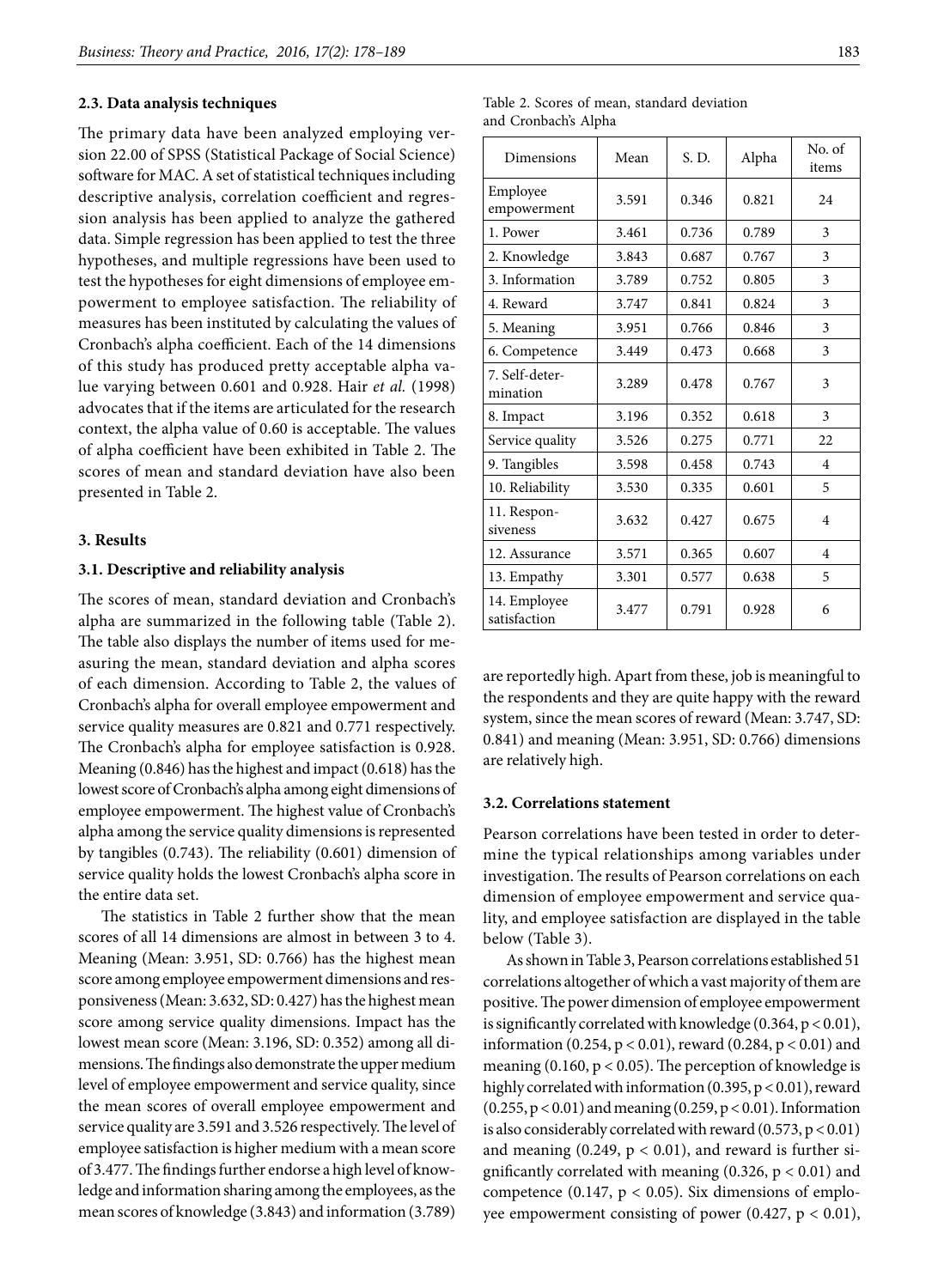### 2.3. Data analysis techniques

The primary data have been analyzed employing version 22.00 of SPSS (Statistical Package of Social Science) software for MAC. A set of statistical techniques including descriptive analysis, correlation coefficient and regression analysis has been applied to analyze the gathered data. Simple regression has been applied to test the three hypotheses, and multiple regressions have been used to test the hypotheses for eight dimensions of employee empowerment to employee satisfaction. The reliability of measures has been instituted by calculating the values of Cronbach's alpha coefficient. Each of the 14 dimensions of this study has produced pretty acceptable alpha value varying between 0.601 and 0.928. Hair *et al.* (1998) advocates that if the items are articulated for the research context, the alpha value of 0.60 is acceptable. The values of alpha coefficient have been exhibited in Table 2. The scores of mean and standard deviation have also been presented in Table 2.

## 3. Results

### 3.1. Descriptive and reliability analysis

The scores of mean, standard deviation and Cronbach's alpha are summarized in the following table (Table 2). The table also displays the number of items used for measuring the mean, standard deviation and alpha scores of each dimension. According to Table 2, the values of Cronbach's alpha for overall employee empowerment and service quality measures are 0.821 and 0.771 respectively. The Cronbach's alpha for employee satisfaction is 0.928. Meaning (0.846) has the highest and impact (0.618) has the lowest score of Cronbach's alpha among eight dimensions of employee empowerment. The highest value of Cronbach's alpha among the service quality dimensions is represented by tangibles (0.743). The reliability (0.601) dimension of service quality holds the lowest Cronbach's alpha score in the entire data set.

The statistics in Table 2 further show that the mean scores of all 14 dimensions are almost in between 3 to 4. Meaning (Mean: 3.951, SD: 0.766) has the highest mean score among employee empowerment dimensions and responsiveness (Mean: 3.632, SD: 0.427) has the highest mean score among service quality dimensions. Impact has the lowest mean score (Mean: 3.196, SD: 0.352) among all dimensions. The findings also demonstrate the upper medium level of employee empowerment and service quality, since the mean scores of overall employee empowerment and service quality are 3.591 and 3.526 respectively. The level of employee satisfaction is higher medium with a mean score of 3.477. The findings further endorse a high level of knowledge and information sharing among the employees, as the mean scores of knowledge (3.843) and information (3.789) are reportedly high. Apart from these, job is meaningful to the respondents and they are quite happy with the reward system, since the mean scores of reward (Mean: 3.747, SD: 0.841) and meaning (Mean: 3.951, SD: 0.766) dimensions are relatively high.

Table 2. Scores of mean, standard deviation and Cronbach's Alpha

| Dimensions | Mean | S. D. | Alpha | No. of items |
|---|---|---|---|---|
| Employee empowerment | 3.591 | 0.346 | 0.821 | 24 |
| 1. Power | 3.461 | 0.736 | 0.789 | 3 |
| 2. Knowledge | 3.843 | 0.687 | 0.767 | 3 |
| 3. Information | 3.789 | 0.752 | 0.805 | 3 |
| 4. Reward | 3.747 | 0.841 | 0.824 | 3 |
| 5. Meaning | 3.951 | 0.766 | 0.846 | 3 |
| 6. Competence | 3.449 | 0.473 | 0.668 | 3 |
| 7. Self-determination | 3.289 | 0.478 | 0.767 | 3 |
| 8. Impact | 3.196 | 0.352 | 0.618 | 3 |
| Service quality | 3.526 | 0.275 | 0.771 | 22 |
| 9. Tangibles | 3.598 | 0.458 | 0.743 | 4 |
| 10. Reliability | 3.530 | 0.335 | 0.601 | 5 |
| 11. Responsiveness | 3.632 | 0.427 | 0.675 | 4 |
| 12. Assurance | 3.571 | 0.365 | 0.607 | 4 |
| 13. Empathy | 3.301 | 0.577 | 0.638 | 5 |
| 14. Employee satisfaction | 3.477 | 0.791 | 0.928 | 6 |

### 3.2. Correlations statement

Pearson correlations have been tested in order to determine the typical relationships among variables under investigation. The results of Pearson correlations on each dimension of employee empowerment and service quality, and employee satisfaction are displayed in the table below (Table 3).

As shown in Table 3, Pearson correlations established 51 correlations altogether of which a vast majority of them are positive. The power dimension of employee empowerment is significantly correlated with knowledge (0.364, $p < 0.01$), information (0.254, $p < 0.01$), reward (0.284, $p < 0.01$) and meaning (0.160, $p < 0.05$). The perception of knowledge is highly correlated with information (0.395, $p < 0.01$), reward (0.255, $p < 0.01$) and meaning (0.259, $p < 0.01$). Information is also considerably correlated with reward (0.573, $p < 0.01$) and meaning (0.249, $p < 0.01$), and reward is further significantly correlated with meaning (0.326, $p < 0.01$) and competence (0.147, $p < 0.05$). Six dimensions of employee empowerment consisting of power (0.427, $p < 0.01$),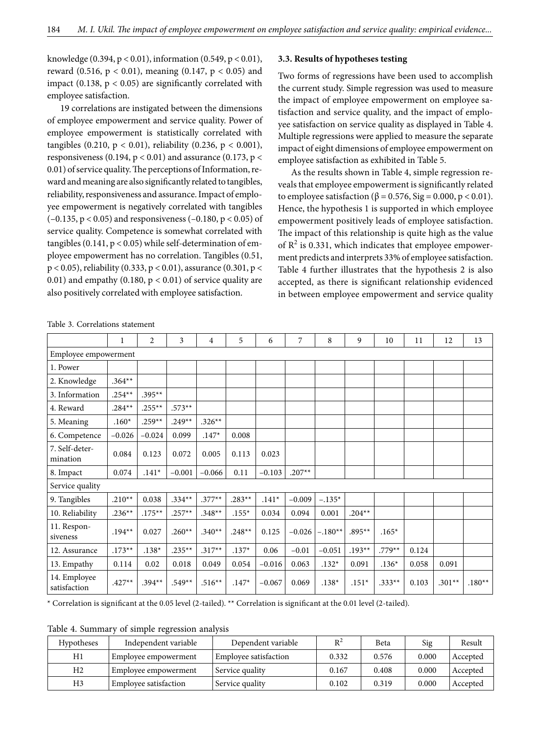knowledge (0.394, $p < 0.01$), information (0.549, $p < 0.01$), reward (0.516, $p < 0.01$), meaning (0.147, $p < 0.05$) and impact (0.138, $p < 0.05$) are significantly correlated with employee satisfaction.

19 correlations are instigated between the dimensions of employee empowerment and service quality. Power of employee empowerment is statistically correlated with tangibles (0.210, $p < 0.01$), reliability (0.236, $p < 0.001$), responsiveness (0.194, $p < 0.01$) and assurance (0.173, $p < 0.01$) of service quality. The perceptions of Information, reward and meaning are also significantly related to tangibles, reliability, responsiveness and assurance. Impact of employee empowerment is negatively correlated with tangibles (−0.135, $p < 0.05$) and responsiveness (−0.180, $p < 0.05$) of service quality. Competence is somewhat correlated with tangibles (0.141, $p < 0.05$) while self-determination of employee empowerment has no correlation. Tangibles (0.51, $p < 0.05$), reliability (0.333, $p < 0.01$), assurance (0.301, $p < 0.01$) and empathy (0.180, $p < 0.01$) of service quality are also positively correlated with employee satisfaction.

### 3.3. Results of hypotheses testing

Two forms of regressions have been used to accomplish the current study. Simple regression was used to measure the impact of employee empowerment on employee satisfaction and service quality, and the impact of employee satisfaction on service quality as displayed in Table 4. Multiple regressions were applied to measure the separate impact of eight dimensions of employee empowerment on employee satisfaction as exhibited in Table 5.

As the results shown in Table 4, simple regression reveals that employee empowerment is significantly related to employee satisfaction (β = 0.576, Sig = 0.000, $p < 0.01$). Hence, the hypothesis 1 is supported in which employee empowerment positively leads of employee satisfaction. The impact of this relationship is quite high as the value of $R^2$ is 0.331, which indicates that employee empowerment predicts and interprets 33% of employee satisfaction. Table 4 further illustrates that the hypothesis 2 is also accepted, as there is significant relationship evidenced in between employee empowerment and service quality

Table 3. Correlations statement

| | 1 | 2 | 3 | 4 | 5 | 6 | 7 | 8 | 9 | 10 | 11 | 12 | 13 |
|---|---|---|---|---|---|---|---|---|---|---|---|---|---|
| Employee empowerment | | | | | | | | | | | | | |
| 1. Power | | | | | | | | | | | | | |
| 2. Knowledge | .364** | | | | | | | | | | | | |
| 3. Information | .254** | .395** | | | | | | | | | | | |
| 4. Reward | .284** | .255** | .573** | | | | | | | | | | |
| 5. Meaning | .160* | .259** | .249** | .326** | | | | | | | | | |
| 6. Competence | −0.026 | −0.024 | 0.099 | .147* | 0.008 | | | | | | | | |
| 7. Self-determination | 0.084 | 0.123 | 0.072 | 0.005 | 0.113 | 0.023 | | | | | | | |
| 8. Impact | 0.074 | .141* | −0.001 | −0.066 | 0.11 | −0.103 | .207** | | | | | | |
| Service quality | | | | | | | | | | | | | |
| 9. Tangibles | .210** | 0.038 | .334** | .377** | .283** | .141* | −0.009 | −.135* | | | | | |
| 10. Reliability | .236** | .175** | .257** | .348** | .155* | 0.034 | 0.094 | 0.001 | .204** | | | | |
| 11. Responsiveness | .194** | 0.027 | .260** | .340** | .248** | 0.125 | −0.026 | −.180** | .895** | .165* | | | |
| 12. Assurance | .173** | .138* | .235** | .317** | .137* | 0.06 | −0.01 | −0.051 | .193** | .779** | 0.124 | | |
| 13. Empathy | 0.114 | 0.02 | 0.018 | 0.049 | 0.054 | −0.016 | 0.063 | .132* | 0.091 | .136* | 0.058 | 0.091 | |
| 14. Employee satisfaction | .427** | .394** | .549** | .516** | .147* | −0.067 | 0.069 | .138* | .151* | .333** | 0.103 | .301** | .180** |

\* Correlation is significant at the 0.05 level (2-tailed). ** Correlation is significant at the 0.01 level (2-tailed).

Table 4. Summary of simple regression analysis

| Hypotheses | Independent variable | Dependent variable | $R^2$ | Beta | Sig | Result |
|---|---|---|---|---|---|---|
| H1 | Employee empowerment | Employee satisfaction | 0.332 | 0.576 | 0.000 | Accepted |
| H2 | Employee empowerment | Service quality | 0.167 | 0.408 | 0.000 | Accepted |
| H3 | Employee satisfaction | Service quality | 0.102 | 0.319 | 0.000 | Accepted |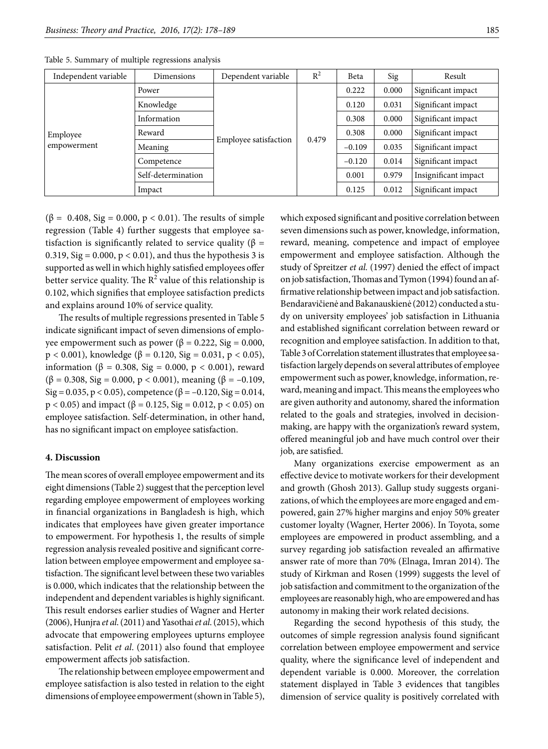Table 5. Summary of multiple regressions analysis

| Independent variable | Dimensions | Dependent variable | $R^2$ | Beta | Sig | Result |
|---|---|---|---|---|---|---|
| Employee empowerment | Power | Employee satisfaction | 0.479 | 0.222 | 0.000 | Significant impact |
| | Knowledge | | | 0.120 | 0.031 | Significant impact |
| | Information | | | 0.308 | 0.000 | Significant impact |
| | Reward | | | 0.308 | 0.000 | Significant impact |
| | Meaning | | | –0.109 | 0.035 | Significant impact |
| | Competence | | | –0.120 | 0.014 | Significant impact |
| | Self-determination | | | 0.001 | 0.979 | Insignificant impact |
| | Impact | | | 0.125 | 0.012 | Significant impact |

($\beta$ = 0.408, Sig = 0.000, $p < 0.01$). The results of simple regression (Table 4) further suggests that employee satisfaction is significantly related to service quality ($\beta$ = 0.319, Sig = 0.000, $p < 0.01$), and thus the hypothesis 3 is supported as well in which highly satisfied employees offer better service quality. The $R^2$ value of this relationship is 0.102, which signifies that employee satisfaction predicts and explains around 10% of service quality.

The results of multiple regressions presented in Table 5 indicate significant impact of seven dimensions of employee empowerment such as power ($\beta$ = 0.222, Sig = 0.000, $p < 0.001$), knowledge ($\beta$ = 0.120, Sig = 0.031, $p < 0.05$), information ($\beta$ = 0.308, Sig = 0.000, $p < 0.001$), reward ($\beta$ = 0.308, Sig = 0.000, $p < 0.001$), meaning ($\beta$ = –0.109, Sig = 0.035, $p < 0.05$), competence ($\beta$ = –0.120, Sig = 0.014, $p < 0.05$) and impact ($\beta$ = 0.125, Sig = 0.012, $p < 0.05$) on employee satisfaction. Self-determination, in other hand, has no significant impact on employee satisfaction.

## 4. Discussion

The mean scores of overall employee empowerment and its eight dimensions (Table 2) suggest that the perception level regarding employee empowerment of employees working in financial organizations in Bangladesh is high, which indicates that employees have given greater importance to empowerment. For hypothesis 1, the results of simple regression analysis revealed positive and significant correlation between employee empowerment and employee satisfaction. The significant level between these two variables is 0.000, which indicates that the relationship between the independent and dependent variables is highly significant. This result endorses earlier studies of Wagner and Herter (2006), Hunjra *et al.* (2011) and Yasothai *et al.* (2015), which advocate that empowering employees upturns employee satisfaction. Pelit *et al.* (2011) also found that employee empowerment affects job satisfaction.

The relationship between employee empowerment and employee satisfaction is also tested in relation to the eight dimensions of employee empowerment (shown in Table 5), which exposed significant and positive correlation between seven dimensions such as power, knowledge, information, reward, meaning, competence and impact of employee empowerment and employee satisfaction. Although the study of Spreitzer *et al.* (1997) denied the effect of impact on job satisfaction, Thomas and Tymon (1994) found an affirmative relationship between impact and job satisfaction. Bendaravičienė and Bakanauskienė (2012) conducted a study on university employees' job satisfaction in Lithuania and established significant correlation between reward or recognition and employee satisfaction. In addition to that, Table 3 of Correlation statement illustrates that employee satisfaction largely depends on several attributes of employee empowerment such as power, knowledge, information, reward, meaning and impact. This means the employees who are given authority and autonomy, shared the information related to the goals and strategies, involved in decision-making, are happy with the organization's reward system, offered meaningful job and have much control over their job, are satisfied.

Many organizations exercise empowerment as an effective device to motivate workers for their development and growth (Ghosh 2013). Gallup study suggests organizations, of which the employees are more engaged and empowered, gain 27% higher margins and enjoy 50% greater customer loyalty (Wagner, Herter 2006). In Toyota, some employees are empowered in product assembling, and a survey regarding job satisfaction revealed an affirmative answer rate of more than 70% (Elnaga, Imran 2014). The study of Kirkman and Rosen (1999) suggests the level of job satisfaction and commitment to the organization of the employees are reasonably high, who are empowered and has autonomy in making their work related decisions.

Regarding the second hypothesis of this study, the outcomes of simple regression analysis found significant correlation between employee empowerment and service quality, where the significance level of independent and dependent variable is 0.000. Moreover, the correlation statement displayed in Table 3 evidences that tangibles dimension of service quality is positively correlated with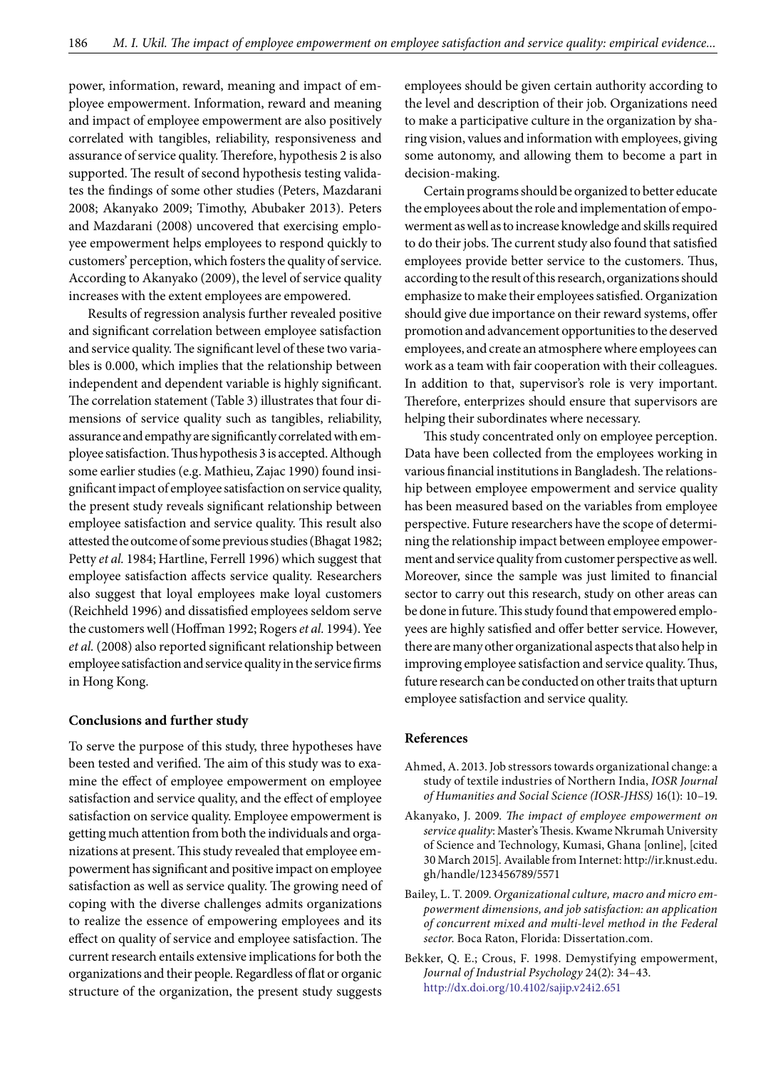power, information, reward, meaning and impact of employee empowerment. Information, reward and meaning and impact of employee empowerment are also positively correlated with tangibles, reliability, responsiveness and assurance of service quality. Therefore, hypothesis 2 is also supported. The result of second hypothesis testing validates the findings of some other studies (Peters, Mazdarani 2008; Akanyako 2009; Timothy, Abubaker 2013). Peters and Mazdarani (2008) uncovered that exercising employee empowerment helps employees to respond quickly to customers' perception, which fosters the quality of service. According to Akanyako (2009), the level of service quality increases with the extent employees are empowered.

Results of regression analysis further revealed positive and significant correlation between employee satisfaction and service quality. The significant level of these two variables is 0.000, which implies that the relationship between independent and dependent variable is highly significant. The correlation statement (Table 3) illustrates that four dimensions of service quality such as tangibles, reliability, assurance and empathy are significantly correlated with employee satisfaction. Thus hypothesis 3 is accepted. Although some earlier studies (e.g. Mathieu, Zajac 1990) found insignificant impact of employee satisfaction on service quality, the present study reveals significant relationship between employee satisfaction and service quality. This result also attested the outcome of some previous studies (Bhagat 1982; Petty *et al.* 1984; Hartline, Ferrell 1996) which suggest that employee satisfaction affects service quality. Researchers also suggest that loyal employees make loyal customers (Reichheld 1996) and dissatisfied employees seldom serve the customers well (Hoffman 1992; Rogers *et al.* 1994). Yee *et al.* (2008) also reported significant relationship between employee satisfaction and service quality in the service firms in Hong Kong.

## Conclusions and further study

To serve the purpose of this study, three hypotheses have been tested and verified. The aim of this study was to examine the effect of employee empowerment on employee satisfaction and service quality, and the effect of employee satisfaction on service quality. Employee empowerment is getting much attention from both the individuals and organizations at present. This study revealed that employee empowerment has significant and positive impact on employee satisfaction as well as service quality. The growing need of coping with the diverse challenges admits organizations to realize the essence of empowering employees and its effect on quality of service and employee satisfaction. The current research entails extensive implications for both the organizations and their people. Regardless of flat or organic structure of the organization, the present study suggests employees should be given certain authority according to the level and description of their job. Organizations need to make a participative culture in the organization by sharing vision, values and information with employees, giving some autonomy, and allowing them to become a part in decision-making.

Certain programs should be organized to better educate the employees about the role and implementation of empowerment as well as to increase knowledge and skills required to do their jobs. The current study also found that satisfied employees provide better service to the customers. Thus, according to the result of this research, organizations should emphasize to make their employees satisfied. Organization should give due importance on their reward systems, offer promotion and advancement opportunities to the deserved employees, and create an atmosphere where employees can work as a team with fair cooperation with their colleagues. In addition to that, supervisor's role is very important. Therefore, enterprizes should ensure that supervisors are helping their subordinates where necessary.

This study concentrated only on employee perception. Data have been collected from the employees working in various financial institutions in Bangladesh. The relationship between employee empowerment and service quality has been measured based on the variables from employee perspective. Future researchers have the scope of determining the relationship impact between employee empowerment and service quality from customer perspective as well. Moreover, since the sample was just limited to financial sector to carry out this research, study on other areas can be done in future. This study found that empowered employees are highly satisfied and offer better service. However, there are many other organizational aspects that also help in improving employee satisfaction and service quality. Thus, future research can be conducted on other traits that upturn employee satisfaction and service quality.

## References

Ahmed, A. 2013. Job stressors towards organizational change: a study of textile industries of Northern India, *IOSR Journal of Humanities and Social Science (IOSR-JHSS)* 16(1): 10–19.

Akanyako, J. 2009. *The impact of employee empowerment on service quality*: Master's Thesis. Kwame Nkrumah University of Science and Technology, Kumasi, Ghana [online], [cited 30 March 2015]. Available from Internet: http://ir.knust.edu.gh/handle/123456789/5571

Bailey, L. T. 2009. *Organizational culture, macro and micro empowerment dimensions, and job satisfaction: an application of concurrent mixed and multi-level method in the Federal sector.* Boca Raton, Florida: Dissertation.com.

Bekker, Q. E.; Crous, F. 1998. Demystifying empowerment, *Journal of Industrial Psychology* 24(2): 34–43. http://dx.doi.org/10.4102/sajip.v24i2.651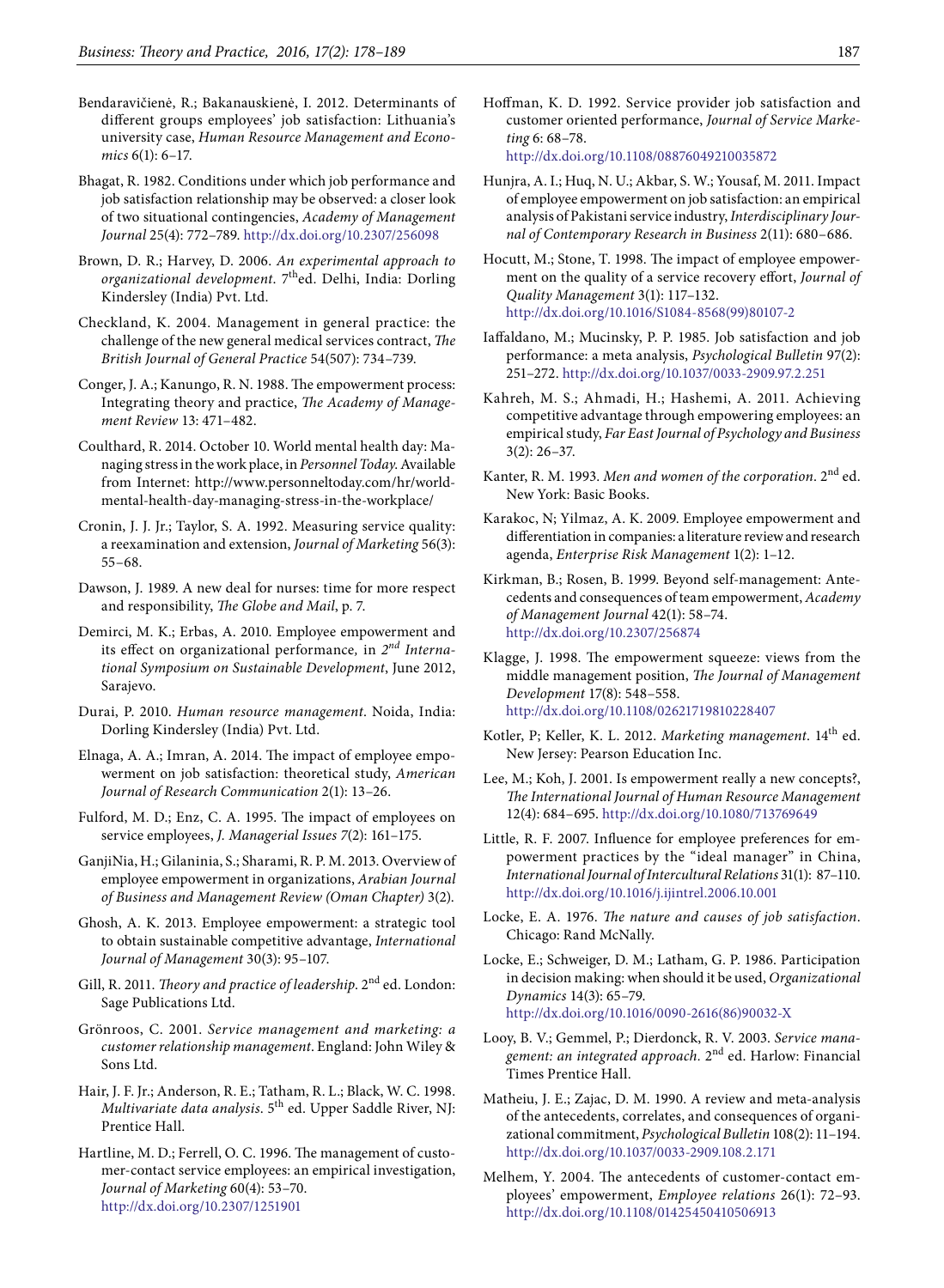Bendaravičienė, R.; Bakanauskienė, I. 2012. Determinants of different groups employees' job satisfaction: Lithuania's university case, *Human Resource Management and Economics* 6(1): 6–17.

Bhagat, R. 1982. Conditions under which job performance and job satisfaction relationship may be observed: a closer look of two situational contingencies, *Academy of Management Journal* 25(4): 772–789. http://dx.doi.org/10.2307/256098

Brown, D. R.; Harvey, D. 2006. *An experimental approach to organizational development.* 7th ed. Delhi, India: Dorling Kindersley (India) Pvt. Ltd.

Checkland, K. 2004. Management in general practice: the challenge of the new general medical services contract, *The British Journal of General Practice* 54(507): 734–739.

Conger, J. A.; Kanungo, R. N. 1988. The empowerment process: Integrating theory and practice, *The Academy of Management Review* 13: 471–482.

Coulthard, R. 2014. October 10. World mental health day: Managing stress in the work place, in *Personnel Today.* Available from Internet: http://www.personneltoday.com/hr/world-mental-health-day-managing-stress-in-the-workplace/

Cronin, J. J. Jr.; Taylor, S. A. 1992. Measuring service quality: a reexamination and extension, *Journal of Marketing* 56(3): 55–68.

Dawson, J. 1989. A new deal for nurses: time for more respect and responsibility, *The Globe and Mail*, p. 7.

Demirci, M. K.; Erbas, A. 2010. Employee empowerment and its effect on organizational performance, in *2nd International Symposium on Sustainable Development*, June 2012, Sarajevo.

Durai, P. 2010. *Human resource management*. Noida, India: Dorling Kindersley (India) Pvt. Ltd.

Elnaga, A. A.; Imran, A. 2014. The impact of employee empowerment on job satisfaction: theoretical study, *American Journal of Research Communication* 2(1): 13–26.

Fulford, M. D.; Enz, C. A. 1995. The impact of employees on service employees, *J. Managerial Issues 7*(2): 161–175.

GanjiNia, H.; Gilaninia, S.; Sharami, R. P. M. 2013. Overview of employee empowerment in organizations, *Arabian Journal of Business and Management Review (Oman Chapter)* 3(2).

Ghosh, A. K. 2013. Employee empowerment: a strategic tool to obtain sustainable competitive advantage, *International Journal of Management* 30(3): 95–107.

Gill, R. 2011. *Theory and practice of leadership*. 2nd ed. London: Sage Publications Ltd.

Grönroos, C. 2001. *Service management and marketing: a customer relationship management*. England: John Wiley & Sons Ltd.

Hair, J. F. Jr.; Anderson, R. E.; Tatham, R. L.; Black, W. C. 1998. *Multivariate data analysis*. 5th ed. Upper Saddle River, NJ: Prentice Hall.

Hartline, M. D.; Ferrell, O. C. 1996. The management of customer-contact service employees: an empirical investigation, *Journal of Marketing* 60(4): 53–70. http://dx.doi.org/10.2307/1251901

Hoffman, K. D. 1992. Service provider job satisfaction and customer oriented performance, *Journal of Service Marketing* 6: 68–78. http://dx.doi.org/10.1108/08876049210035872

Hunjra, A. I.; Huq, N. U.; Akbar, S. W.; Yousaf, M. 2011. Impact of employee empowerment on job satisfaction: an empirical analysis of Pakistani service industry, *Interdisciplinary Journal of Contemporary Research in Business* 2(11): 680–686.

Hocutt, M.; Stone, T. 1998. The impact of employee empowerment on the quality of a service recovery effort, *Journal of Quality Management* 3(1): 117–132. http://dx.doi.org/10.1016/S1084-8568(99)80107-2

Iaffaldano, M.; Mucinsky, P. P. 1985. Job satisfaction and job performance: a meta analysis, *Psychological Bulletin* 97(2): 251–272. http://dx.doi.org/10.1037/0033-2909.97.2.251

Kahreh, M. S.; Ahmadi, H.; Hashemi, A. 2011. Achieving competitive advantage through empowering employees: an empirical study, *Far East Journal of Psychology and Business* 3(2): 26–37.

Kanter, R. M. 1993. *Men and women of the corporation*. 2nd ed. New York: Basic Books.

Karakoc, N; Yilmaz, A. K. 2009. Employee empowerment and differentiation in companies: a literature review and research agenda, *Enterprise Risk Management* 1(2): 1–12.

Kirkman, B.; Rosen, B. 1999. Beyond self-management: Antecedents and consequences of team empowerment, *Academy of Management Journal* 42(1): 58–74. http://dx.doi.org/10.2307/256874

Klagge, J. 1998. The empowerment squeeze: views from the middle management position, *The Journal of Management Development* 17(8): 548–558. http://dx.doi.org/10.1108/02621719810228407

Kotler, P; Keller, K. L. 2012. *Marketing management*. 14th ed. New Jersey: Pearson Education Inc.

Lee, M.; Koh, J. 2001. Is empowerment really a new concepts?, *The International Journal of Human Resource Management* 12(4): 684–695. http://dx.doi.org/10.1080/713769649

Little, R. F. 2007. Influence for employee preferences for empowerment practices by the "ideal manager" in China, *International Journal of Intercultural Relations* 31(1): 87–110. http://dx.doi.org/10.1016/j.ijintrel.2006.10.001

Locke, E. A. 1976. *The nature and causes of job satisfaction*. Chicago: Rand McNally.

Locke, E.; Schweiger, D. M.; Latham, G. P. 1986. Participation in decision making: when should it be used, *Organizational Dynamics* 14(3): 65–79. http://dx.doi.org/10.1016/0090-2616(86)90032-X

Looy, B. V.; Gemmel, P.; Dierdonck, R. V. 2003. *Service management: an integrated approach*. 2nd ed. Harlow: Financial Times Prentice Hall.

Matheiu, J. E.; Zajac, D. M. 1990. A review and meta-analysis of the antecedents, correlates, and consequences of organizational commitment, *Psychological Bulletin* 108(2): 11–194. http://dx.doi.org/10.1037/0033-2909.108.2.171

Melhem, Y. 2004. The antecedents of customer-contact employees' empowerment, *Employee relations* 26(1): 72–93. http://dx.doi.org/10.1108/01425450410506913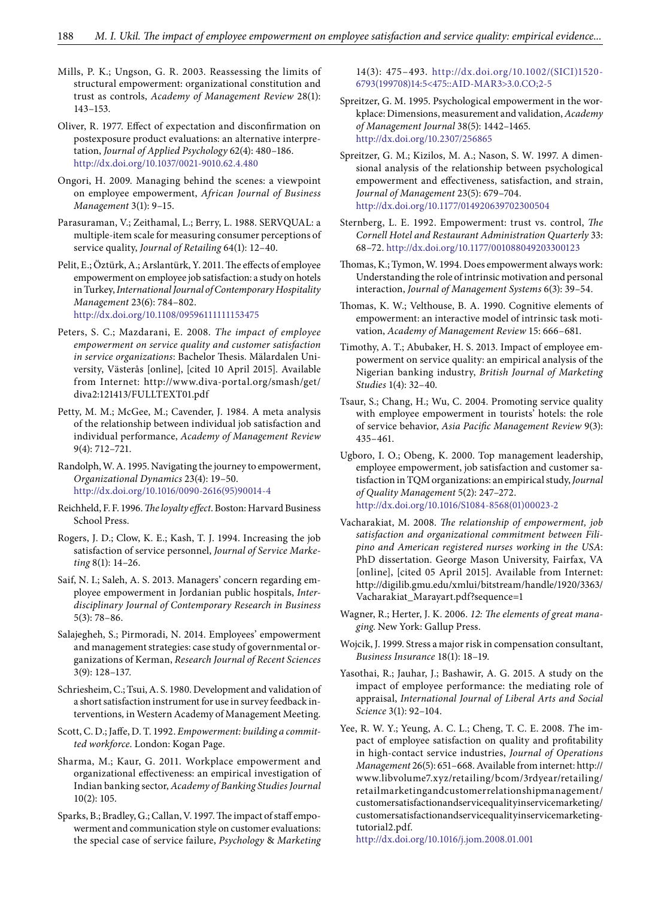Mills, P. K.; Ungson, G. R. 2003. Reassessing the limits of structural empowerment: organizational constitution and trust as controls, *Academy of Management Review* 28(1): 143–153.

Oliver, R. 1977. Effect of expectation and disconfirmation on postexposure product evaluations: an alternative interpretation, *Journal of Applied Psychology* 62(4): 480–186. http://dx.doi.org/10.1037/0021-9010.62.4.480

Ongori, H. 2009. Managing behind the scenes: a viewpoint on employee empowerment, *African Journal of Business Management* 3(1): 9–15.

Parasuraman, V.; Zeithamal, L.; Berry, L. 1988. SERVQUAL: a multiple-item scale for measuring consumer perceptions of service quality, *Journal of Retailing* 64(1): 12–40.

Pelit, E.; Öztürk, A.; Arslantürk, Y. 2011. The effects of employee empowerment on employee job satisfaction: a study on hotels in Turkey, *International Journal of Contemporary Hospitality Management* 23(6): 784–802. http://dx.doi.org/10.1108/09596111111153475

Peters, S. C.; Mazdarani, E. 2008. *The impact of employee empowerment on service quality and customer satisfaction in service organizations*: Bachelor Thesis. Mälardalen University, Västerås [online], [cited 10 April 2015]. Available from Internet: http://www.diva-portal.org/smash/get/diva2:121413/FULLTEXT01.pdf

Petty, M. M.; McGee, M.; Cavender, J. 1984. A meta analysis of the relationship between individual job satisfaction and individual performance, *Academy of Management Review* 9(4): 712–721.

Randolph, W. A. 1995. Navigating the journey to empowerment, *Organizational Dynamics* 23(4): 19–50. http://dx.doi.org/10.1016/0090-2616(95)90014-4

Reichheld, F. F. 1996. *The loyalty effect*. Boston: Harvard Business School Press.

Rogers, J. D.; Clow, K. E.; Kash, T. J. 1994. Increasing the job satisfaction of service personnel, *Journal of Service Marketing* 8(1): 14–26.

Saif, N. I.; Saleh, A. S. 2013. Managers' concern regarding employee empowerment in Jordanian public hospitals, *Interdisciplinary Journal of Contemporary Research in Business* 5(3): 78–86.

Salajegheh, S.; Pirmoradi, N. 2014. Employees' empowerment and management strategies: case study of governmental organizations of Kerman, *Research Journal of Recent Sciences* 3(9): 128–137.

Schriesheim, C.; Tsui, A. S. 1980. Development and validation of a short satisfaction instrument for use in survey feedback interventions, in Western Academy of Management Meeting.

Scott, C. D.; Jaffe, D. T. 1992. *Empowerment: building a committed workforce*. London: Kogan Page.

Sharma, M.; Kaur, G. 2011. Workplace empowerment and organizational effectiveness: an empirical investigation of Indian banking sector, *Academy of Banking Studies Journal* 10(2): 105.

Sparks, B.; Bradley, G.; Callan, V. 1997. The impact of staff empowerment and communication style on customer evaluations: the special case of service failure, *Psychology & Marketing* 14(3): 475–493. http://dx.doi.org/10.1002/(SICI)1520-6793(199708)14:5<475::AID-MAR3>3.0.CO;2-5

Spreitzer, G. M. 1995. Psychological empowerment in the workplace: Dimensions, measurement and validation, *Academy of Management Journal* 38(5): 1442–1465. http://dx.doi.org/10.2307/256865

Spreitzer, G. M.; Kizilos, M. A.; Nason, S. W. 1997. A dimensional analysis of the relationship between psychological empowerment and effectiveness, satisfaction, and strain, *Journal of Management* 23(5): 679–704. http://dx.doi.org/10.1177/014920639702300504

Sternberg, L. E. 1992. Empowerment: trust vs. control, *The Cornell Hotel and Restaurant Administration Quarterly* 33: 68–72. http://dx.doi.org/10.1177/001088049203300123

Thomas, K.; Tymon, W. 1994. Does empowerment always work: Understanding the role of intrinsic motivation and personal interaction, *Journal of Management Systems* 6(3): 39–54.

Thomas, K. W.; Velthouse, B. A. 1990. Cognitive elements of empowerment: an interactive model of intrinsic task motivation, *Academy of Management Review* 15: 666–681.

Timothy, A. T.; Abubaker, H. S. 2013. Impact of employee empowerment on service quality: an empirical analysis of the Nigerian banking industry, *British Journal of Marketing Studies* 1(4): 32–40.

Tsaur, S.; Chang, H.; Wu, C. 2004. Promoting service quality with employee empowerment in tourists' hotels: the role of service behavior, *Asia Pacific Management Review* 9(3): 435–461.

Ugboro, I. O.; Obeng, K. 2000. Top management leadership, employee empowerment, job satisfaction and customer satisfaction in TQM organizations: an empirical study, *Journal of Quality Management* 5(2): 247–272. http://dx.doi.org/10.1016/S1084-8568(01)00023-2

Vacharakiat, M. 2008. *The relationship of empowerment, job satisfaction and organizational commitment between Filipino and American registered nurses working in the USA*: PhD dissertation. George Mason University, Fairfax, VA [online], [cited 05 April 2015]. Available from Internet: http://digilib.gmu.edu/xmlui/bitstream/handle/1920/3363/Vacharakiat_Marayart.pdf?sequence=1

Wagner, R.; Herter, J. K. 2006. *12: The elements of great managing*. New York: Gallup Press.

Wojcik, J. 1999. Stress a major risk in compensation consultant, *Business Insurance* 18(1): 18–19.

Yasothai, R.; Jauhar, J.; Bashawir, A. G. 2015. A study on the impact of employee performance: the mediating role of appraisal, *International Journal of Liberal Arts and Social Science* 3(1): 92–104.

Yee, R. W. Y.; Yeung, A. C. L.; Cheng, T. C. E. 2008. *T*he impact of employee satisfaction on quality and profitability in high-contact service industries, *Journal of Operations Management* 26(5): 651–668. Available from internet: http://www.libvolume7.xyz/retailing/bcom/3rdyear/retailing/retailmarketingandcustomerrelationshipmanagement/customersatisfactionandservicequalityinservicemarketing/customersatisfactionandservicequalityinservicemarketingtutorial2.pdf. http://dx.doi.org/10.1016/j.jom.2008.01.001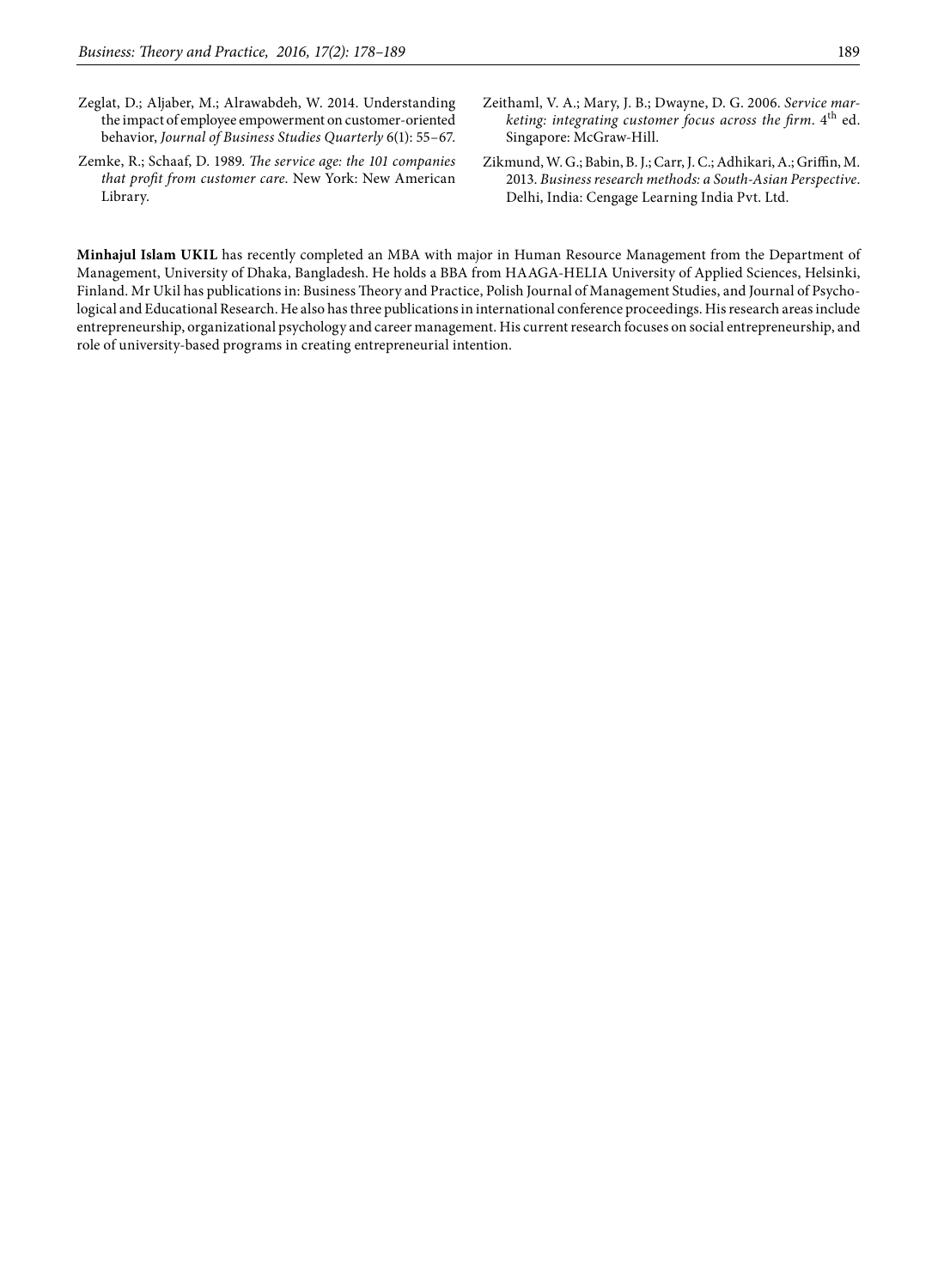Zeglat, D.; Aljaber, M.; Alrawabdeh, W. 2014. Understanding the impact of employee empowerment on customer-oriented behavior, *Journal of Business Studies Quarterly* 6(1): 55–67.

Zemke, R.; Schaaf, D. 1989. *The service age: the 101 companies that profit from customer care*. New York: New American Library.

Zeithaml, V. A.; Mary, J. B.; Dwayne, D. G. 2006. *Service marketing: integrating customer focus across the firm*. 4th ed. Singapore: McGraw-Hill.

Zikmund, W. G.; Babin, B. J.; Carr, J. C.; Adhikari, A.; Griffin, M. 2013. *Business research methods: a South-Asian Perspective*. Delhi, India: Cengage Learning India Pvt. Ltd.

**Minhajul Islam UKIL** has recently completed an MBA with major in Human Resource Management from the Department of Management, University of Dhaka, Bangladesh. He holds a BBA from HAAGA-HELIA University of Applied Sciences, Helsinki, Finland. Mr Ukil has publications in: Business Theory and Practice, Polish Journal of Management Studies, and Journal of Psychological and Educational Research. He also has three publications in international conference proceedings. His research areas include entrepreneurship, organizational psychology and career management. His current research focuses on social entrepreneurship, and role of university-based programs in creating entrepreneurial intention.